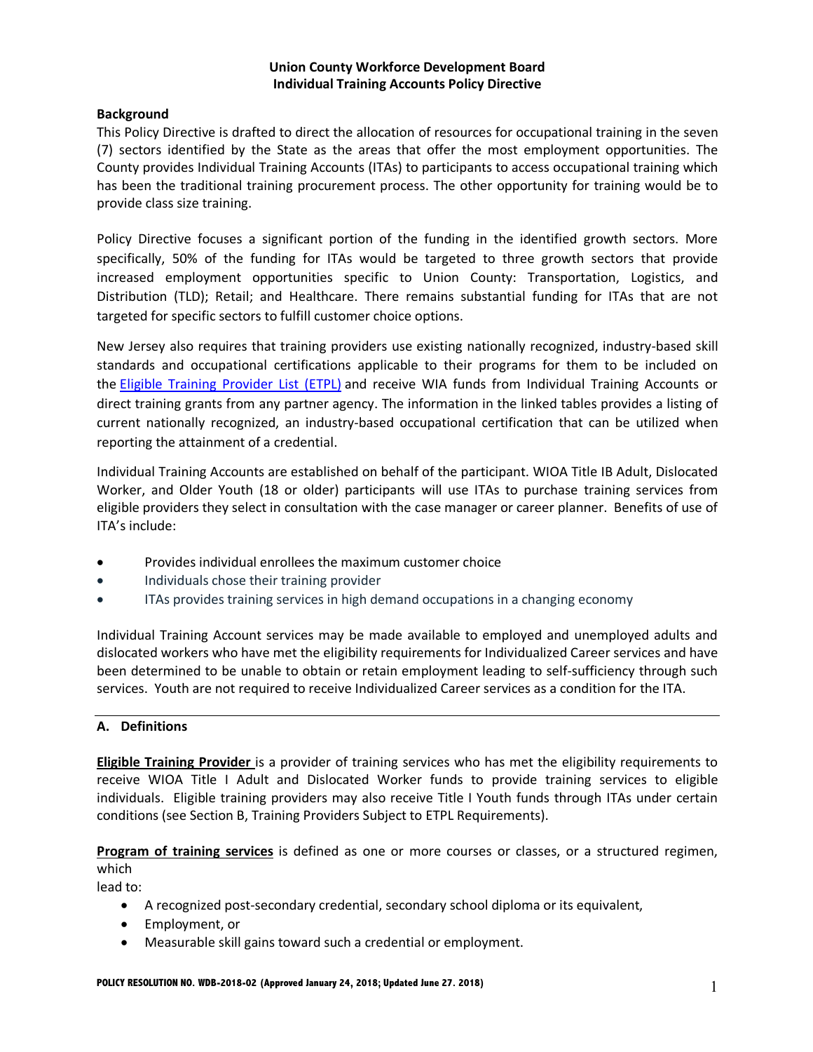**Union County Workforce Development Board**
**Individual Training Accounts Policy Directive**

**Background**

This Policy Directive is drafted to direct the allocation of resources for occupational training in the seven (7) sectors identified by the State as the areas that offer the most employment opportunities. The County provides Individual Training Accounts (ITAs) to participants to access occupational training which has been the traditional training procurement process. The other opportunity for training would be to provide class size training.

Policy Directive focuses a significant portion of the funding in the identified growth sectors. More specifically, 50% of the funding for ITAs would be targeted to three growth sectors that provide increased employment opportunities specific to Union County: Transportation, Logistics, and Distribution (TLD); Retail; and Healthcare. There remains substantial funding for ITAs that are not targeted for specific sectors to fulfill customer choice options.

New Jersey also requires that training providers use existing nationally recognized, industry-based skill standards and occupational certifications applicable to their programs for them to be included on the Eligible Training Provider List (ETPL) and receive WIA funds from Individual Training Accounts or direct training grants from any partner agency. The information in the linked tables provides a listing of current nationally recognized, an industry-based occupational certification that can be utilized when reporting the attainment of a credential.

Individual Training Accounts are established on behalf of the participant. WIOA Title IB Adult, Dislocated Worker, and Older Youth (18 or older) participants will use ITAs to purchase training services from eligible providers they select in consultation with the case manager or career planner. Benefits of use of ITA's include:

- Provides individual enrollees the maximum customer choice
- Individuals chose their training provider
- ITAs provides training services in high demand occupations in a changing economy

Individual Training Account services may be made available to employed and unemployed adults and dislocated workers who have met the eligibility requirements for Individualized Career services and have been determined to be unable to obtain or retain employment leading to self-sufficiency through such services. Youth are not required to receive Individualized Career services as a condition for the ITA.

## A. Definitions

**Eligible Training Provider** is a provider of training services who has met the eligibility requirements to receive WIOA Title I Adult and Dislocated Worker funds to provide training services to eligible individuals. Eligible training providers may also receive Title I Youth funds through ITAs under certain conditions (see Section B, Training Providers Subject to ETPL Requirements).

**Program of training services** is defined as one or more courses or classes, or a structured regimen, which lead to:

- A recognized post-secondary credential, secondary school diploma or its equivalent,
- Employment, or
- Measurable skill gains toward such a credential or employment.

POLICY RESOLUTION NO. WDB-2018-02 (Approved January 24, 2018; Updated June 27. 2018)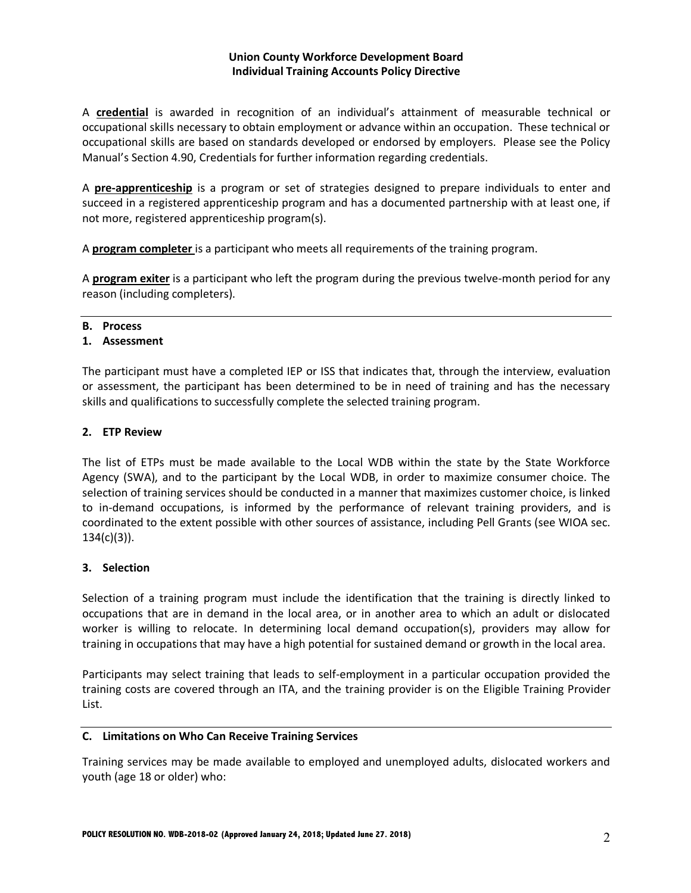A **credential** is awarded in recognition of an individual's attainment of measurable technical or occupational skills necessary to obtain employment or advance within an occupation. These technical or occupational skills are based on standards developed or endorsed by employers. Please see the Policy Manual's Section 4.90, Credentials for further information regarding credentials.

A **pre-apprenticeship** is a program or set of strategies designed to prepare individuals to enter and succeed in a registered apprenticeship program and has a documented partnership with at least one, if not more, registered apprenticeship program(s).

A **program completer** is a participant who meets all requirements of the training program.

A **program exiter** is a participant who left the program during the previous twelve-month period for any reason (including completers).

---

## B. Process

### 1. Assessment

The participant must have a completed IEP or ISS that indicates that, through the interview, evaluation or assessment, the participant has been determined to be in need of training and has the necessary skills and qualifications to successfully complete the selected training program.

### 2. ETP Review

The list of ETPs must be made available to the Local WDB within the state by the State Workforce Agency (SWA), and to the participant by the Local WDB, in order to maximize consumer choice. The selection of training services should be conducted in a manner that maximizes customer choice, is linked to in-demand occupations, is informed by the performance of relevant training providers, and is coordinated to the extent possible with other sources of assistance, including Pell Grants (see WIOA sec. 134(c)(3)).

### 3. Selection

Selection of a training program must include the identification that the training is directly linked to occupations that are in demand in the local area, or in another area to which an adult or dislocated worker is willing to relocate. In determining local demand occupation(s), providers may allow for training in occupations that may have a high potential for sustained demand or growth in the local area.

Participants may select training that leads to self-employment in a particular occupation provided the training costs are covered through an ITA, and the training provider is on the Eligible Training Provider List.

---

## C. Limitations on Who Can Receive Training Services

Training services may be made available to employed and unemployed adults, dislocated workers and youth (age 18 or older) who: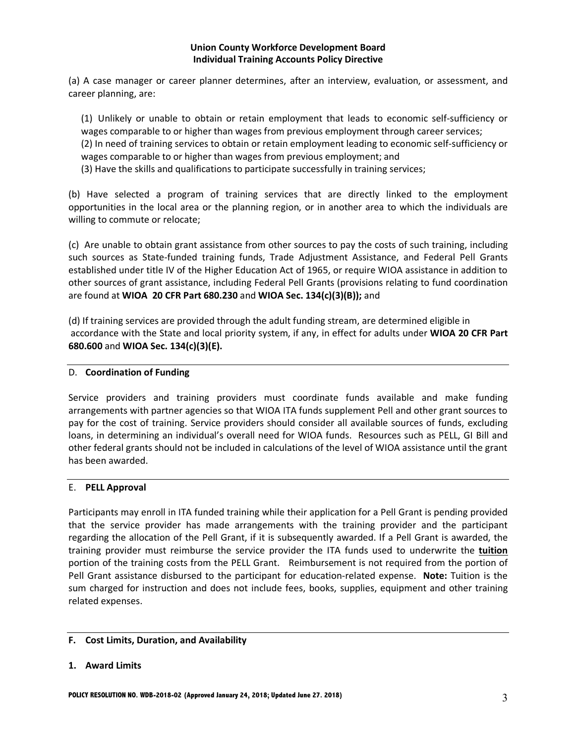(a) A case manager or career planner determines, after an interview, evaluation, or assessment, and career planning, are:

(1) Unlikely or unable to obtain or retain employment that leads to economic self-sufficiency or wages comparable to or higher than wages from previous employment through career services;
(2) In need of training services to obtain or retain employment leading to economic self-sufficiency or wages comparable to or higher than wages from previous employment; and
(3) Have the skills and qualifications to participate successfully in training services;

(b) Have selected a program of training services that are directly linked to the employment opportunities in the local area or the planning region, or in another area to which the individuals are willing to commute or relocate;

(c) Are unable to obtain grant assistance from other sources to pay the costs of such training, including such sources as State-funded training funds, Trade Adjustment Assistance, and Federal Pell Grants established under title IV of the Higher Education Act of 1965, or require WIOA assistance in addition to other sources of grant assistance, including Federal Pell Grants (provisions relating to fund coordination are found at **WIOA 20 CFR Part 680.230** and **WIOA Sec. 134(c)(3)(B));** and

(d) If training services are provided through the adult funding stream, are determined eligible in accordance with the State and local priority system, if any, in effect for adults under **WIOA 20 CFR Part 680.600** and **WIOA Sec. 134(c)(3)(E).**

## D. Coordination of Funding

Service providers and training providers must coordinate funds available and make funding arrangements with partner agencies so that WIOA ITA funds supplement Pell and other grant sources to pay for the cost of training. Service providers should consider all available sources of funds, excluding loans, in determining an individual's overall need for WIOA funds. Resources such as PELL, GI Bill and other federal grants should not be included in calculations of the level of WIOA assistance until the grant has been awarded.

## E. PELL Approval

Participants may enroll in ITA funded training while their application for a Pell Grant is pending provided that the service provider has made arrangements with the training provider and the participant regarding the allocation of the Pell Grant, if it is subsequently awarded. If a Pell Grant is awarded, the training provider must reimburse the service provider the ITA funds used to underwrite the **tuition** portion of the training costs from the PELL Grant. Reimbursement is not required from the portion of Pell Grant assistance disbursed to the participant for education-related expense. **Note:** Tuition is the sum charged for instruction and does not include fees, books, supplies, equipment and other training related expenses.

## F. Cost Limits, Duration, and Availability

### 1. Award Limits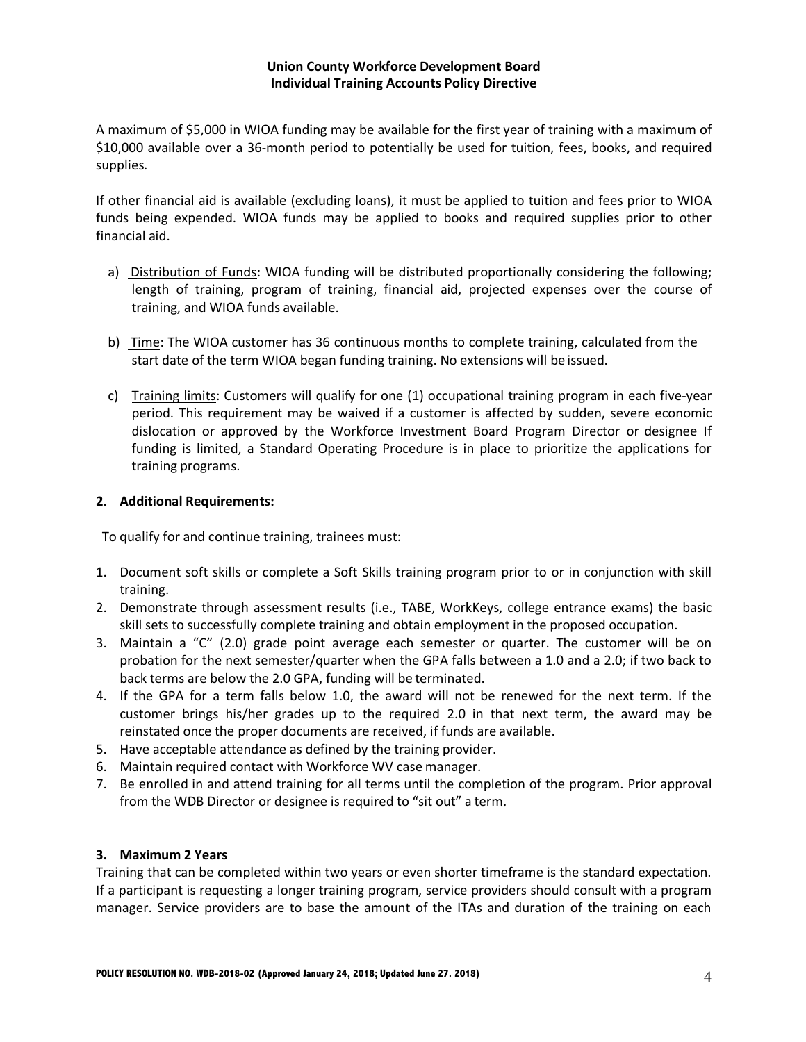A maximum of $5,000 in WIOA funding may be available for the first year of training with a maximum of $10,000 available over a 36-month period to potentially be used for tuition, fees, books, and required supplies.

If other financial aid is available (excluding loans), it must be applied to tuition and fees prior to WIOA funds being expended. WIOA funds may be applied to books and required supplies prior to other financial aid.

a) Distribution of Funds: WIOA funding will be distributed proportionally considering the following; length of training, program of training, financial aid, projected expenses over the course of training, and WIOA funds available.

b) Time: The WIOA customer has 36 continuous months to complete training, calculated from the start date of the term WIOA began funding training. No extensions will be issued.

c) Training limits: Customers will qualify for one (1) occupational training program in each five-year period. This requirement may be waived if a customer is affected by sudden, severe economic dislocation or approved by the Workforce Investment Board Program Director or designee If funding is limited, a Standard Operating Procedure is in place to prioritize the applications for training programs.

### 2. Additional Requirements:

To qualify for and continue training, trainees must:

1. Document soft skills or complete a Soft Skills training program prior to or in conjunction with skill training.
2. Demonstrate through assessment results (i.e., TABE, WorkKeys, college entrance exams) the basic skill sets to successfully complete training and obtain employment in the proposed occupation.
3. Maintain a "C" (2.0) grade point average each semester or quarter. The customer will be on probation for the next semester/quarter when the GPA falls between a 1.0 and a 2.0; if two back to back terms are below the 2.0 GPA, funding will be terminated.
4. If the GPA for a term falls below 1.0, the award will not be renewed for the next term. If the customer brings his/her grades up to the required 2.0 in that next term, the award may be reinstated once the proper documents are received, if funds are available.
5. Have acceptable attendance as defined by the training provider.
6. Maintain required contact with Workforce WV case manager.
7. Be enrolled in and attend training for all terms until the completion of the program. Prior approval from the WDB Director or designee is required to "sit out" a term.

### 3. Maximum 2 Years

Training that can be completed within two years or even shorter timeframe is the standard expectation. If a participant is requesting a longer training program, service providers should consult with a program manager. Service providers are to base the amount of the ITAs and duration of the training on each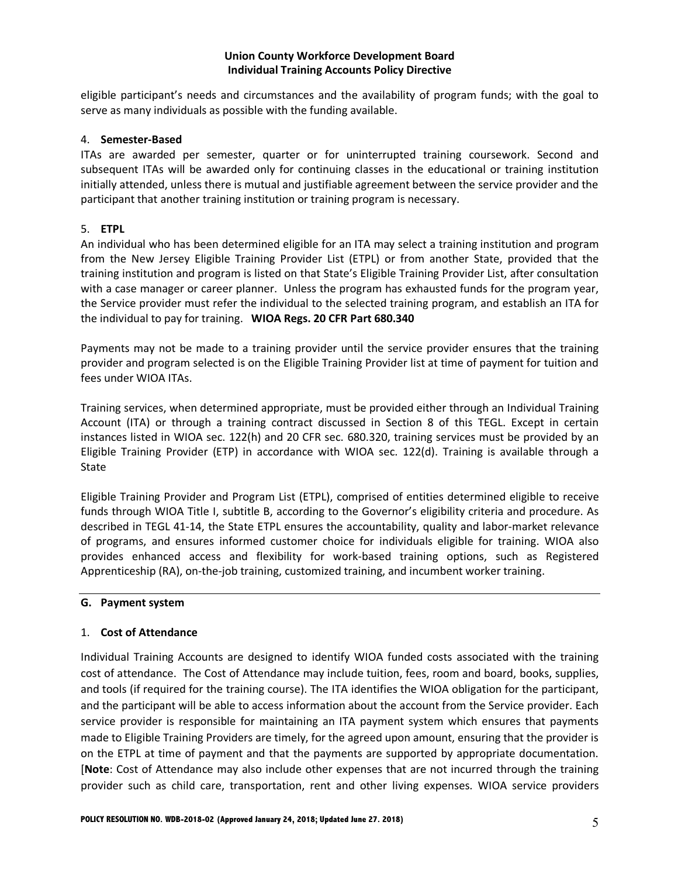eligible participant's needs and circumstances and the availability of program funds; with the goal to serve as many individuals as possible with the funding available.

4. **Semester-Based**

ITAs are awarded per semester, quarter or for uninterrupted training coursework. Second and subsequent ITAs will be awarded only for continuing classes in the educational or training institution initially attended, unless there is mutual and justifiable agreement between the service provider and the participant that another training institution or training program is necessary.

5. **ETPL**

An individual who has been determined eligible for an ITA may select a training institution and program from the New Jersey Eligible Training Provider List (ETPL) or from another State, provided that the training institution and program is listed on that State's Eligible Training Provider List, after consultation with a case manager or career planner. Unless the program has exhausted funds for the program year, the Service provider must refer the individual to the selected training program, and establish an ITA for the individual to pay for training. **WIOA Regs. 20 CFR Part 680.340**

Payments may not be made to a training provider until the service provider ensures that the training provider and program selected is on the Eligible Training Provider list at time of payment for tuition and fees under WIOA ITAs.

Training services, when determined appropriate, must be provided either through an Individual Training Account (ITA) or through a training contract discussed in Section 8 of this TEGL. Except in certain instances listed in WIOA sec. 122(h) and 20 CFR sec. 680.320, training services must be provided by an Eligible Training Provider (ETP) in accordance with WIOA sec. 122(d). Training is available through a State

Eligible Training Provider and Program List (ETPL), comprised of entities determined eligible to receive funds through WIOA Title I, subtitle B, according to the Governor's eligibility criteria and procedure. As described in TEGL 41-14, the State ETPL ensures the accountability, quality and labor-market relevance of programs, and ensures informed customer choice for individuals eligible for training. WIOA also provides enhanced access and flexibility for work-based training options, such as Registered Apprenticeship (RA), on-the-job training, customized training, and incumbent worker training.

## G. Payment system

1. **Cost of Attendance**

Individual Training Accounts are designed to identify WIOA funded costs associated with the training cost of attendance. The Cost of Attendance may include tuition, fees, room and board, books, supplies, and tools (if required for the training course). The ITA identifies the WIOA obligation for the participant, and the participant will be able to access information about the account from the Service provider. Each service provider is responsible for maintaining an ITA payment system which ensures that payments made to Eligible Training Providers are timely, for the agreed upon amount, ensuring that the provider is on the ETPL at time of payment and that the payments are supported by appropriate documentation. [**Note**: Cost of Attendance may also include other expenses that are not incurred through the training provider such as child care, transportation, rent and other living expenses. WIOA service providers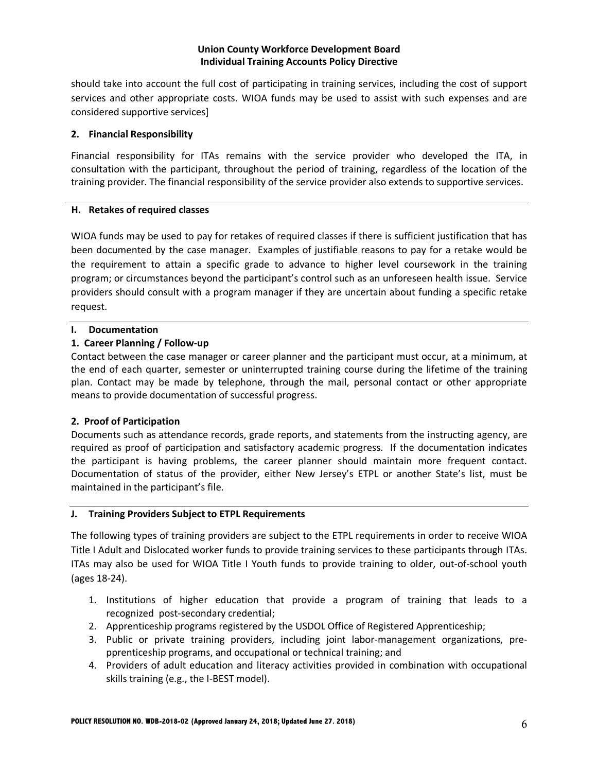should take into account the full cost of participating in training services, including the cost of support services and other appropriate costs. WIOA funds may be used to assist with such expenses and are considered supportive services]

### 2. Financial Responsibility

Financial responsibility for ITAs remains with the service provider who developed the ITA, in consultation with the participant, throughout the period of training, regardless of the location of the training provider. The financial responsibility of the service provider also extends to supportive services.

## H. Retakes of required classes

WIOA funds may be used to pay for retakes of required classes if there is sufficient justification that has been documented by the case manager. Examples of justifiable reasons to pay for a retake would be the requirement to attain a specific grade to advance to higher level coursework in the training program; or circumstances beyond the participant's control such as an unforeseen health issue. Service providers should consult with a program manager if they are uncertain about funding a specific retake request.

## I. Documentation

### 1. Career Planning / Follow-up

Contact between the case manager or career planner and the participant must occur, at a minimum, at the end of each quarter, semester or uninterrupted training course during the lifetime of the training plan. Contact may be made by telephone, through the mail, personal contact or other appropriate means to provide documentation of successful progress.

### 2. Proof of Participation

Documents such as attendance records, grade reports, and statements from the instructing agency, are required as proof of participation and satisfactory academic progress. If the documentation indicates the participant is having problems, the career planner should maintain more frequent contact. Documentation of status of the provider, either New Jersey's ETPL or another State's list, must be maintained in the participant's file.

## J. Training Providers Subject to ETPL Requirements

The following types of training providers are subject to the ETPL requirements in order to receive WIOA Title I Adult and Dislocated worker funds to provide training services to these participants through ITAs. ITAs may also be used for WIOA Title I Youth funds to provide training to older, out-of-school youth (ages 18-24).

1. Institutions of higher education that provide a program of training that leads to a recognized post-secondary credential;
2. Apprenticeship programs registered by the USDOL Office of Registered Apprenticeship;
3. Public or private training providers, including joint labor-management organizations, pre-pprenticeship programs, and occupational or technical training; and
4. Providers of adult education and literacy activities provided in combination with occupational skills training (e.g., the I-BEST model).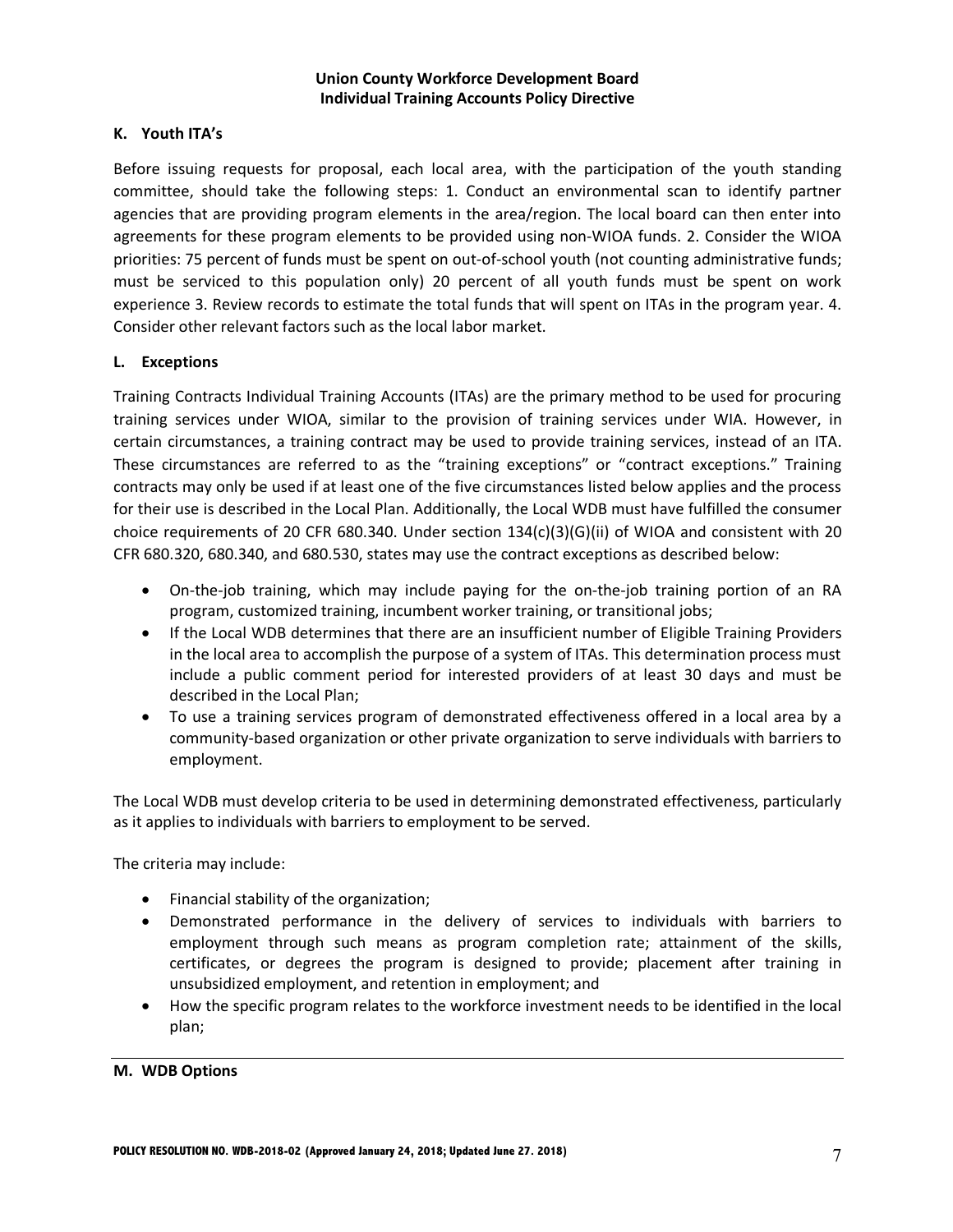### K. Youth ITA's

Before issuing requests for proposal, each local area, with the participation of the youth standing committee, should take the following steps: 1. Conduct an environmental scan to identify partner agencies that are providing program elements in the area/region. The local board can then enter into agreements for these program elements to be provided using non-WIOA funds. 2. Consider the WIOA priorities: 75 percent of funds must be spent on out-of-school youth (not counting administrative funds; must be serviced to this population only) 20 percent of all youth funds must be spent on work experience 3. Review records to estimate the total funds that will spent on ITAs in the program year. 4. Consider other relevant factors such as the local labor market.

### L. Exceptions

Training Contracts Individual Training Accounts (ITAs) are the primary method to be used for procuring training services under WIOA, similar to the provision of training services under WIA. However, in certain circumstances, a training contract may be used to provide training services, instead of an ITA. These circumstances are referred to as the "training exceptions" or "contract exceptions." Training contracts may only be used if at least one of the five circumstances listed below applies and the process for their use is described in the Local Plan. Additionally, the Local WDB must have fulfilled the consumer choice requirements of 20 CFR 680.340. Under section 134(c)(3)(G)(ii) of WIOA and consistent with 20 CFR 680.320, 680.340, and 680.530, states may use the contract exceptions as described below:

- On-the-job training, which may include paying for the on-the-job training portion of an RA program, customized training, incumbent worker training, or transitional jobs;
- If the Local WDB determines that there are an insufficient number of Eligible Training Providers in the local area to accomplish the purpose of a system of ITAs. This determination process must include a public comment period for interested providers of at least 30 days and must be described in the Local Plan;
- To use a training services program of demonstrated effectiveness offered in a local area by a community-based organization or other private organization to serve individuals with barriers to employment.

The Local WDB must develop criteria to be used in determining demonstrated effectiveness, particularly as it applies to individuals with barriers to employment to be served.

The criteria may include:

- Financial stability of the organization;
- Demonstrated performance in the delivery of services to individuals with barriers to employment through such means as program completion rate; attainment of the skills, certificates, or degrees the program is designed to provide; placement after training in unsubsidized employment, and retention in employment; and
- How the specific program relates to the workforce investment needs to be identified in the local plan;

### M. WDB Options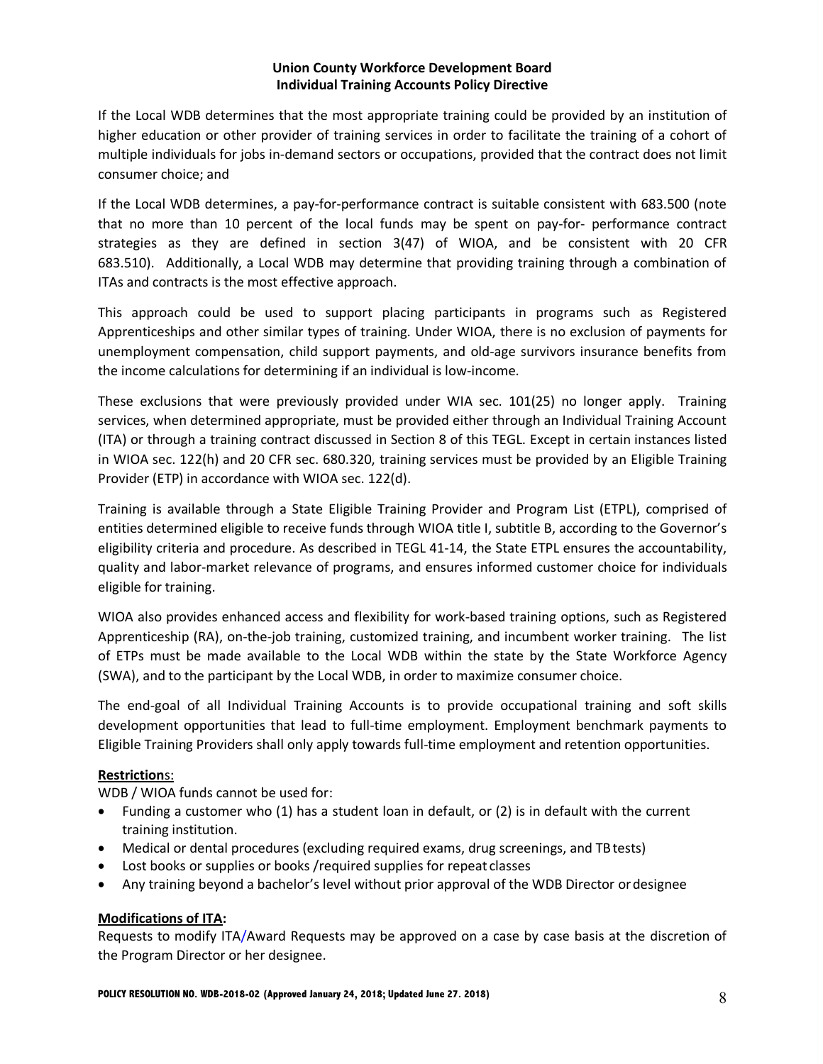**Union County Workforce Development Board**
**Individual Training Accounts Policy Directive**

If the Local WDB determines that the most appropriate training could be provided by an institution of higher education or other provider of training services in order to facilitate the training of a cohort of multiple individuals for jobs in-demand sectors or occupations, provided that the contract does not limit consumer choice; and

If the Local WDB determines, a pay-for-performance contract is suitable consistent with 683.500 (note that no more than 10 percent of the local funds may be spent on pay-for- performance contract strategies as they are defined in section 3(47) of WIOA, and be consistent with 20 CFR 683.510). Additionally, a Local WDB may determine that providing training through a combination of ITAs and contracts is the most effective approach.

This approach could be used to support placing participants in programs such as Registered Apprenticeships and other similar types of training. Under WIOA, there is no exclusion of payments for unemployment compensation, child support payments, and old-age survivors insurance benefits from the income calculations for determining if an individual is low-income.

These exclusions that were previously provided under WIA sec. 101(25) no longer apply. Training services, when determined appropriate, must be provided either through an Individual Training Account (ITA) or through a training contract discussed in Section 8 of this TEGL. Except in certain instances listed in WIOA sec. 122(h) and 20 CFR sec. 680.320, training services must be provided by an Eligible Training Provider (ETP) in accordance with WIOA sec. 122(d).

Training is available through a State Eligible Training Provider and Program List (ETPL), comprised of entities determined eligible to receive funds through WIOA title I, subtitle B, according to the Governor's eligibility criteria and procedure. As described in TEGL 41-14, the State ETPL ensures the accountability, quality and labor-market relevance of programs, and ensures informed customer choice for individuals eligible for training.

WIOA also provides enhanced access and flexibility for work-based training options, such as Registered Apprenticeship (RA), on-the-job training, customized training, and incumbent worker training. The list of ETPs must be made available to the Local WDB within the state by the State Workforce Agency (SWA), and to the participant by the Local WDB, in order to maximize consumer choice.

The end-goal of all Individual Training Accounts is to provide occupational training and soft skills development opportunities that lead to full-time employment. Employment benchmark payments to Eligible Training Providers shall only apply towards full-time employment and retention opportunities.

**Restrictions:**

WDB / WIOA funds cannot be used for:

- Funding a customer who (1) has a student loan in default, or (2) is in default with the current training institution.
- Medical or dental procedures (excluding required exams, drug screenings, and TB tests)
- Lost books or supplies or books /required supplies for repeat classes
- Any training beyond a bachelor's level without prior approval of the WDB Director or designee

**Modifications of ITA:**

Requests to modify ITA/Award Requests may be approved on a case by case basis at the discretion of the Program Director or her designee.

POLICY RESOLUTION NO. WDB-2018-02 (Approved January 24, 2018; Updated June 27. 2018)